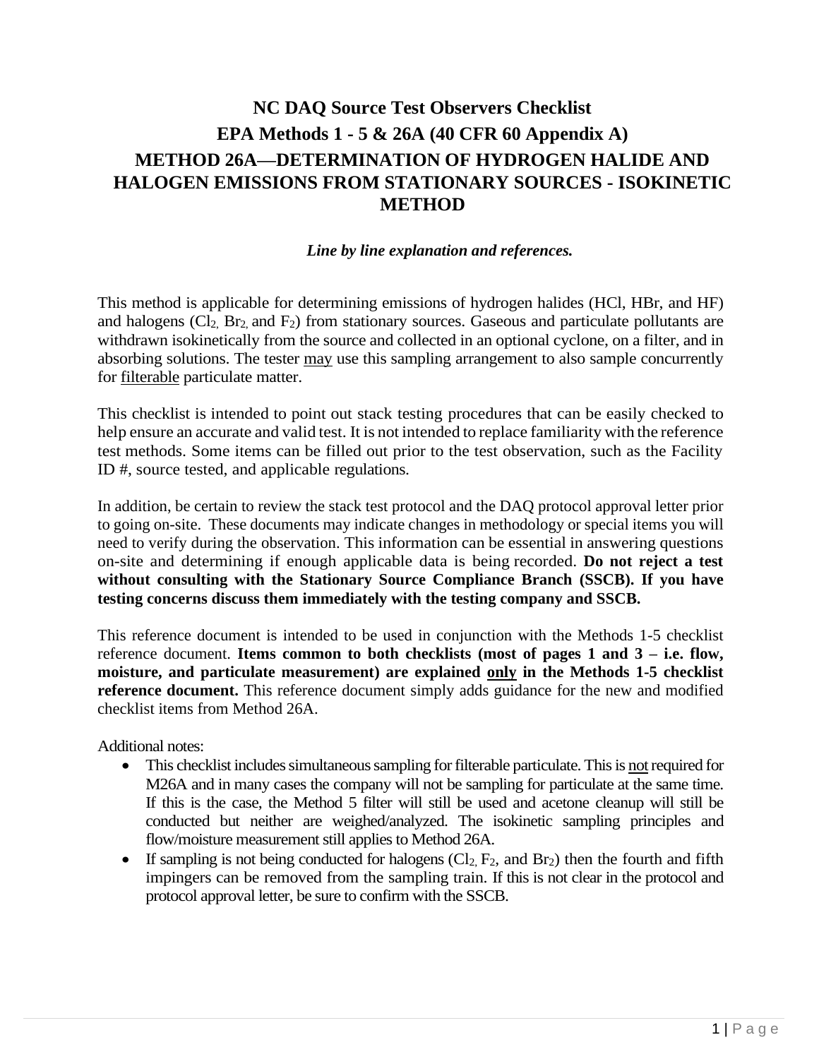# NC DAQ Source Test Observers Checklist

## EPA Methods 1 - 5 & 26A (40 CFR 60 Appendix A)

## METHOD 26A—DETERMINATION OF HYDROGEN HALIDE AND HALOGEN EMISSIONS FROM STATIONARY SOURCES - ISOKINETIC METHOD

***Line by line explanation and references.***

This method is applicable for determining emissions of hydrogen halides (HCl, HBr, and HF) and halogens ($Cl_2$, $Br_2$, and $F_2$) from stationary sources. Gaseous and particulate pollutants are withdrawn isokinetically from the source and collected in an optional cyclone, on a filter, and in absorbing solutions. The tester may use this sampling arrangement to also sample concurrently for filterable particulate matter.

This checklist is intended to point out stack testing procedures that can be easily checked to help ensure an accurate and valid test. It is not intended to replace familiarity with the reference test methods. Some items can be filled out prior to the test observation, such as the Facility ID #, source tested, and applicable regulations.

In addition, be certain to review the stack test protocol and the DAQ protocol approval letter prior to going on-site. These documents may indicate changes in methodology or special items you will need to verify during the observation. This information can be essential in answering questions on-site and determining if enough applicable data is being recorded. **Do not reject a test without consulting with the Stationary Source Compliance Branch (SSCB). If you have testing concerns discuss them immediately with the testing company and SSCB.**

This reference document is intended to be used in conjunction with the Methods 1-5 checklist reference document. **Items common to both checklists (most of pages 1 and 3 – i.e. flow, moisture, and particulate measurement) are explained only in the Methods 1-5 checklist reference document.** This reference document simply adds guidance for the new and modified checklist items from Method 26A.

Additional notes:

- This checklist includes simultaneous sampling for filterable particulate. This is not required for M26A and in many cases the company will not be sampling for particulate at the same time. If this is the case, the Method 5 filter will still be used and acetone cleanup will still be conducted but neither are weighed/analyzed. The isokinetic sampling principles and flow/moisture measurement still applies to Method 26A.
- If sampling is not being conducted for halogens ($Cl_2$, $F_2$, and $Br_2$) then the fourth and fifth impingers can be removed from the sampling train. If this is not clear in the protocol and protocol approval letter, be sure to confirm with the SSCB.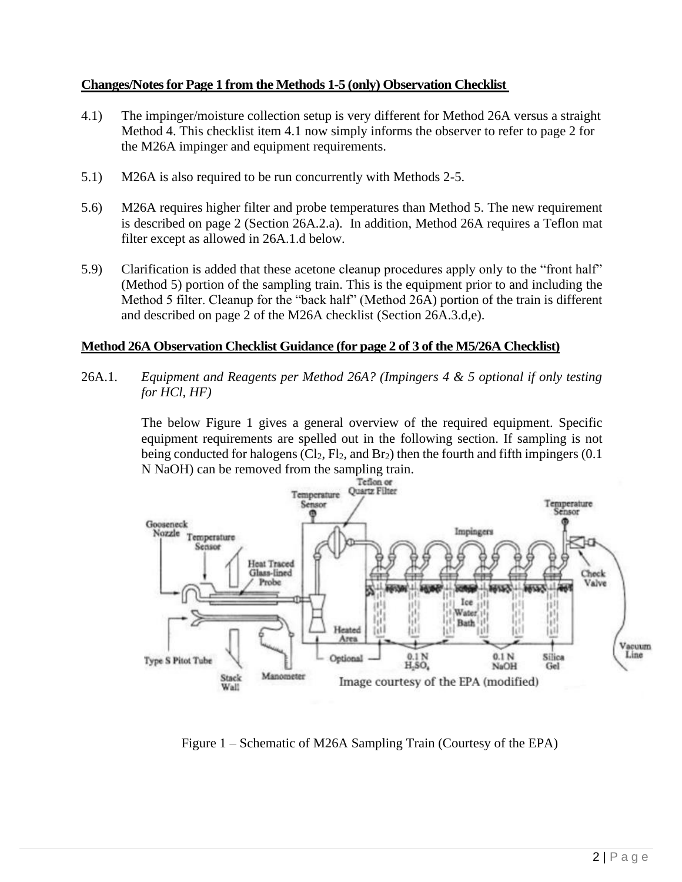**Changes/Notes for Page 1 from the Methods 1-5 (only) Observation Checklist**

4.1) The impinger/moisture collection setup is very different for Method 26A versus a straight Method 4. This checklist item 4.1 now simply informs the observer to refer to page 2 for the M26A impinger and equipment requirements.

5.1) M26A is also required to be run concurrently with Methods 2-5.

5.6) M26A requires higher filter and probe temperatures than Method 5. The new requirement is described on page 2 (Section 26A.2.a). In addition, Method 26A requires a Teflon mat filter except as allowed in 26A.1.d below.

5.9) Clarification is added that these acetone cleanup procedures apply only to the "front half" (Method 5) portion of the sampling train. This is the equipment prior to and including the Method 5 filter. Cleanup for the "back half" (Method 26A) portion of the train is different and described on page 2 of the M26A checklist (Section 26A.3.d,e).

**Method 26A Observation Checklist Guidance (for page 2 of 3 of the M5/26A Checklist)**

26A.1. *Equipment and Reagents per Method 26A? (Impingers 4 & 5 optional if only testing for HCl, HF)*

The below Figure 1 gives a general overview of the required equipment. Specific equipment requirements are spelled out in the following section. If sampling is not being conducted for halogens ($Cl_2$, $Fl_2$, and $Br_2$) then the fourth and fifth impingers (0.1 N NaOH) can be removed from the sampling train.

Figure 1 – Schematic of M26A Sampling Train (Courtesy of the EPA)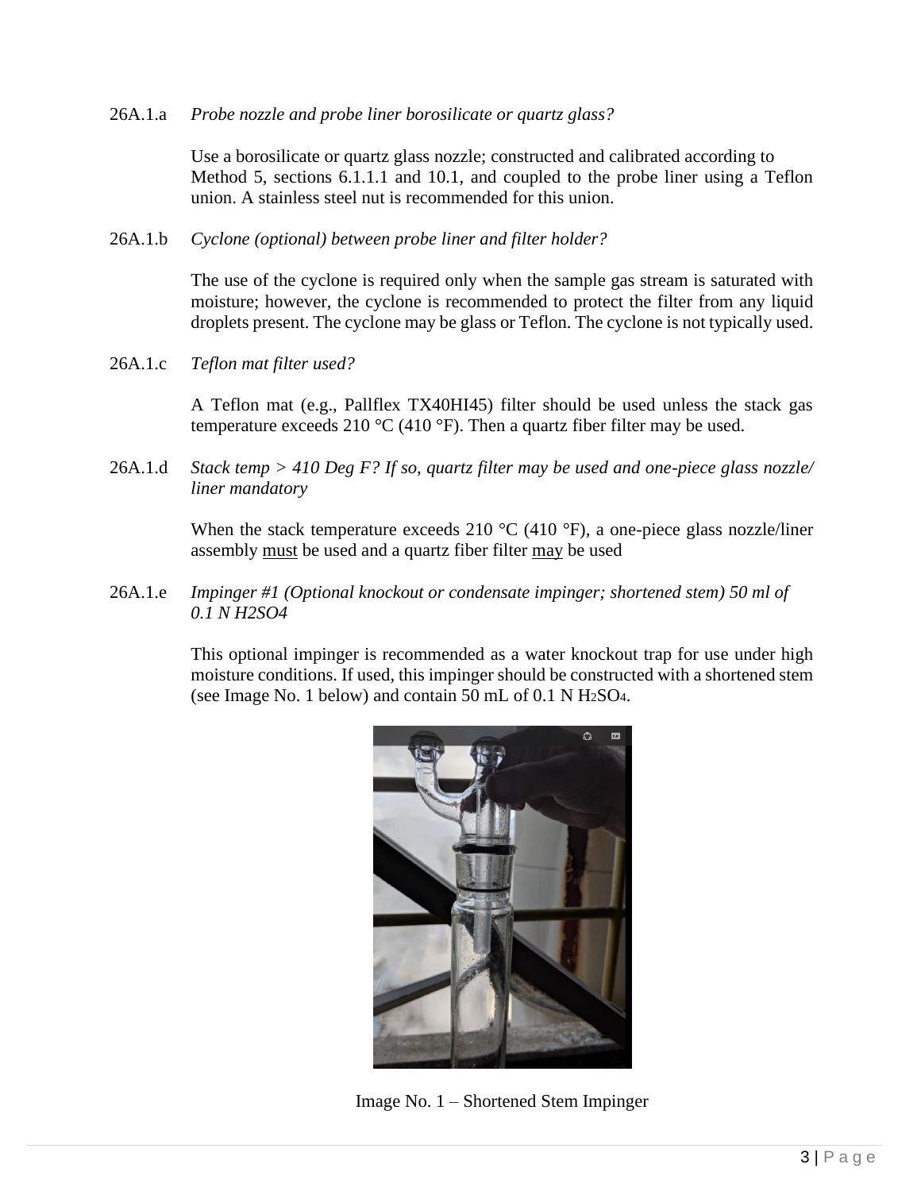26A.1.a *Probe nozzle and probe liner borosilicate or quartz glass?*

Use a borosilicate or quartz glass nozzle; constructed and calibrated according to Method 5, sections 6.1.1.1 and 10.1, and coupled to the probe liner using a Teflon union. A stainless steel nut is recommended for this union.

26A.1.b *Cyclone (optional) between probe liner and filter holder?*

The use of the cyclone is required only when the sample gas stream is saturated with moisture; however, the cyclone is recommended to protect the filter from any liquid droplets present. The cyclone may be glass or Teflon. The cyclone is not typically used.

26A.1.c *Teflon mat filter used?*

A Teflon mat (e.g., Pallflex TX40HI45) filter should be used unless the stack gas temperature exceeds 210 °C (410 °F). Then a quartz fiber filter may be used.

26A.1.d *Stack temp > 410 Deg F? If so, quartz filter may be used and one-piece glass nozzle/ liner mandatory*

When the stack temperature exceeds 210 °C (410 °F), a one-piece glass nozzle/liner assembly <u>must</u> be used and a quartz fiber filter <u>may</u> be used

26A.1.e *Impinger #1 (Optional knockout or condensate impinger; shortened stem) 50 ml of 0.1 N H2SO4*

This optional impinger is recommended as a water knockout trap for use under high moisture conditions. If used, this impinger should be constructed with a shortened stem (see Image No. 1 below) and contain 50 mL of 0.1 N $H_2SO_4$.

Image No. 1 – Shortened Stem Impinger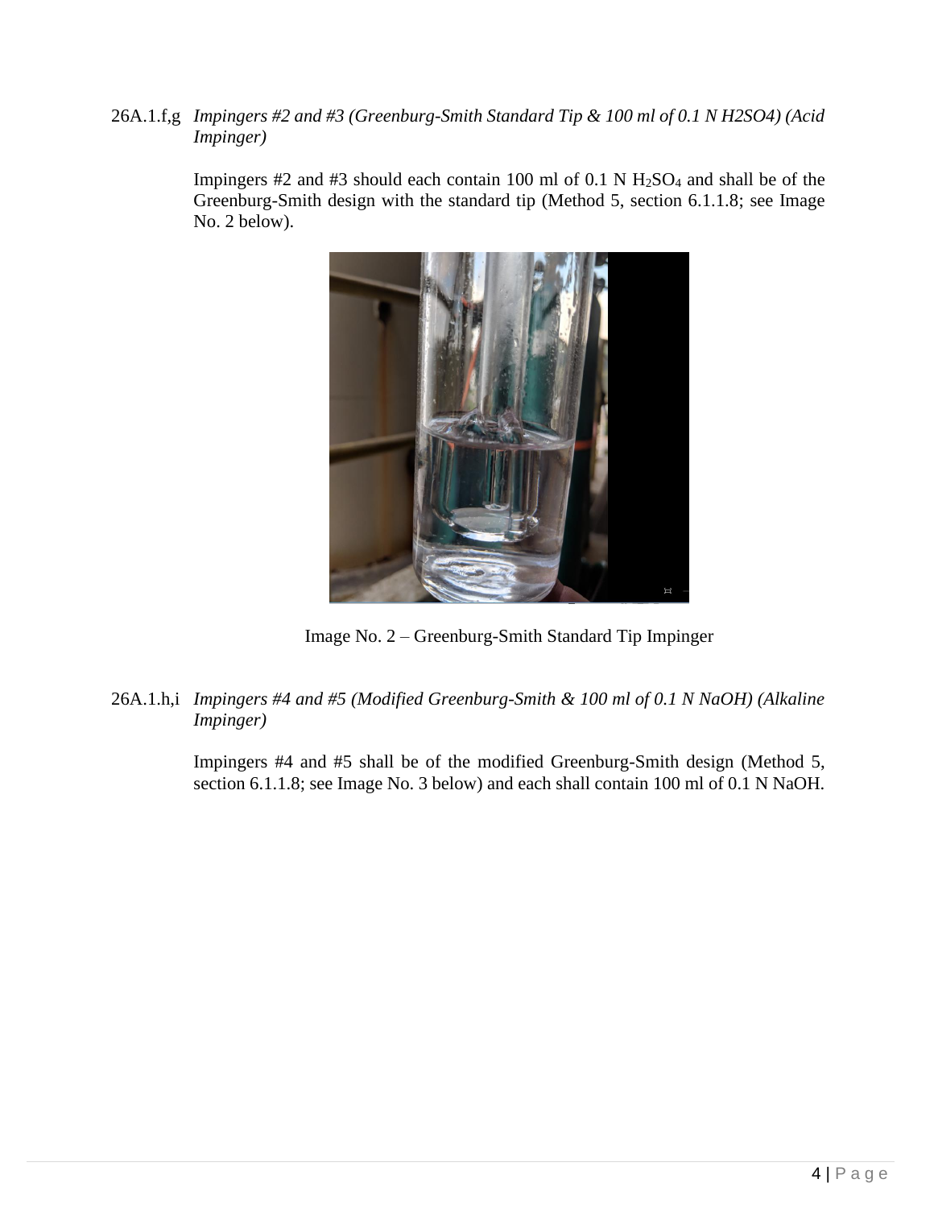26A.1.f,g *Impingers #2 and #3 (Greenburg-Smith Standard Tip & 100 ml of 0.1 N H2SO4) (Acid Impinger)*

Impingers #2 and #3 should each contain 100 ml of 0.1 N $H_2SO_4$ and shall be of the Greenburg-Smith design with the standard tip (Method 5, section 6.1.1.8; see Image No. 2 below).

Image No. 2 – Greenburg-Smith Standard Tip Impinger

26A.1.h,i *Impingers #4 and #5 (Modified Greenburg-Smith & 100 ml of 0.1 N NaOH) (Alkaline Impinger)*

Impingers #4 and #5 shall be of the modified Greenburg-Smith design (Method 5, section 6.1.1.8; see Image No. 3 below) and each shall contain 100 ml of 0.1 N NaOH.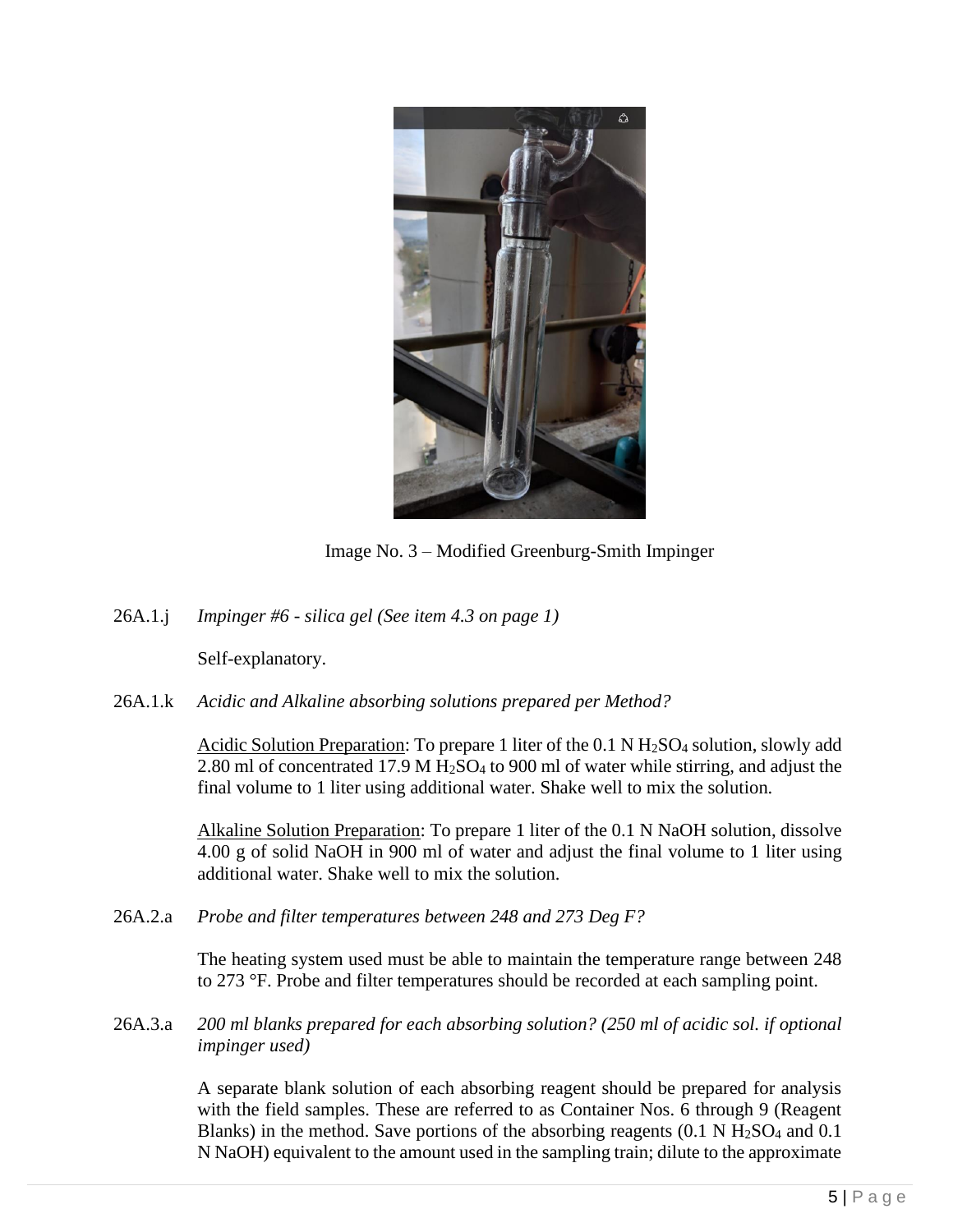Image No. 3 – Modified Greenburg-Smith Impinger

26A.1.j *Impinger #6 - silica gel (See item 4.3 on page 1)*

Self-explanatory.

26A.1.k *Acidic and Alkaline absorbing solutions prepared per Method?*

Acidic Solution Preparation: To prepare 1 liter of the 0.1 N $H_2SO_4$ solution, slowly add 2.80 ml of concentrated 17.9 M $H_2SO_4$ to 900 ml of water while stirring, and adjust the final volume to 1 liter using additional water. Shake well to mix the solution.

Alkaline Solution Preparation: To prepare 1 liter of the 0.1 N NaOH solution, dissolve 4.00 g of solid NaOH in 900 ml of water and adjust the final volume to 1 liter using additional water. Shake well to mix the solution.

26A.2.a *Probe and filter temperatures between 248 and 273 Deg F?*

The heating system used must be able to maintain the temperature range between 248 to 273 °F. Probe and filter temperatures should be recorded at each sampling point.

26A.3.a *200 ml blanks prepared for each absorbing solution? (250 ml of acidic sol. if optional impinger used)*

A separate blank solution of each absorbing reagent should be prepared for analysis with the field samples. These are referred to as Container Nos. 6 through 9 (Reagent Blanks) in the method. Save portions of the absorbing reagents (0.1 N $H_2SO_4$ and 0.1 N NaOH) equivalent to the amount used in the sampling train; dilute to the approximate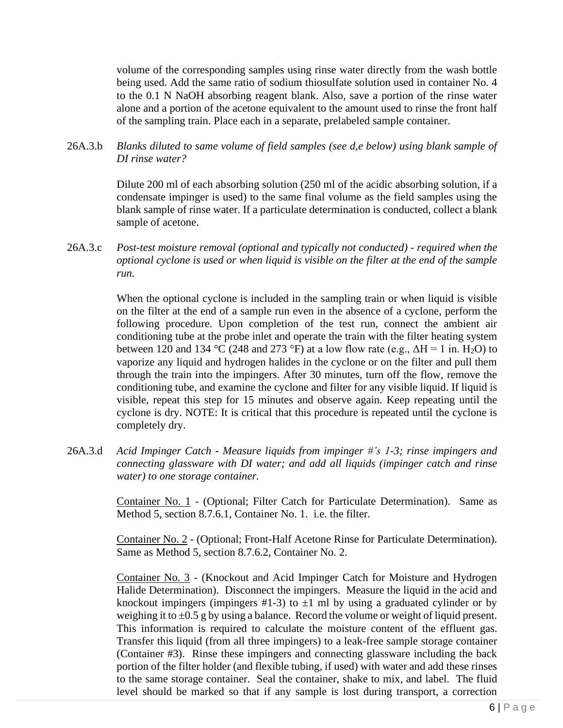volume of the corresponding samples using rinse water directly from the wash bottle being used. Add the same ratio of sodium thiosulfate solution used in container No. 4 to the 0.1 N NaOH absorbing reagent blank. Also, save a portion of the rinse water alone and a portion of the acetone equivalent to the amount used to rinse the front half of the sampling train. Place each in a separate, prelabeled sample container.

26A.3.b *Blanks diluted to same volume of field samples (see d,e below) using blank sample of DI rinse water?*

Dilute 200 ml of each absorbing solution (250 ml of the acidic absorbing solution, if a condensate impinger is used) to the same final volume as the field samples using the blank sample of rinse water. If a particulate determination is conducted, collect a blank sample of acetone.

26A.3.c *Post-test moisture removal (optional and typically not conducted) - required when the optional cyclone is used or when liquid is visible on the filter at the end of the sample run.*

When the optional cyclone is included in the sampling train or when liquid is visible on the filter at the end of a sample run even in the absence of a cyclone, perform the following procedure. Upon completion of the test run, connect the ambient air conditioning tube at the probe inlet and operate the train with the filter heating system between 120 and 134 °C (248 and 273 °F) at a low flow rate (e.g., $\Delta H = 1$ in. $H_2O$) to vaporize any liquid and hydrogen halides in the cyclone or on the filter and pull them through the train into the impingers. After 30 minutes, turn off the flow, remove the conditioning tube, and examine the cyclone and filter for any visible liquid. If liquid is visible, repeat this step for 15 minutes and observe again. Keep repeating until the cyclone is dry. NOTE: It is critical that this procedure is repeated until the cyclone is completely dry.

26A.3.d *Acid Impinger Catch - Measure liquids from impinger #'s 1-3; rinse impingers and connecting glassware with DI water; and add all liquids (impinger catch and rinse water) to one storage container.*

Container No. 1 - (Optional; Filter Catch for Particulate Determination). Same as Method 5, section 8.7.6.1, Container No. 1. i.e. the filter.

Container No. 2 - (Optional; Front-Half Acetone Rinse for Particulate Determination). Same as Method 5, section 8.7.6.2, Container No. 2.

Container No. 3 - (Knockout and Acid Impinger Catch for Moisture and Hydrogen Halide Determination). Disconnect the impingers. Measure the liquid in the acid and knockout impingers (impingers #1-3) to ±1 ml by using a graduated cylinder or by weighing it to ±0.5 g by using a balance. Record the volume or weight of liquid present. This information is required to calculate the moisture content of the effluent gas. Transfer this liquid (from all three impingers) to a leak-free sample storage container (Container #3). Rinse these impingers and connecting glassware including the back portion of the filter holder (and flexible tubing, if used) with water and add these rinses to the same storage container. Seal the container, shake to mix, and label. The fluid level should be marked so that if any sample is lost during transport, a correction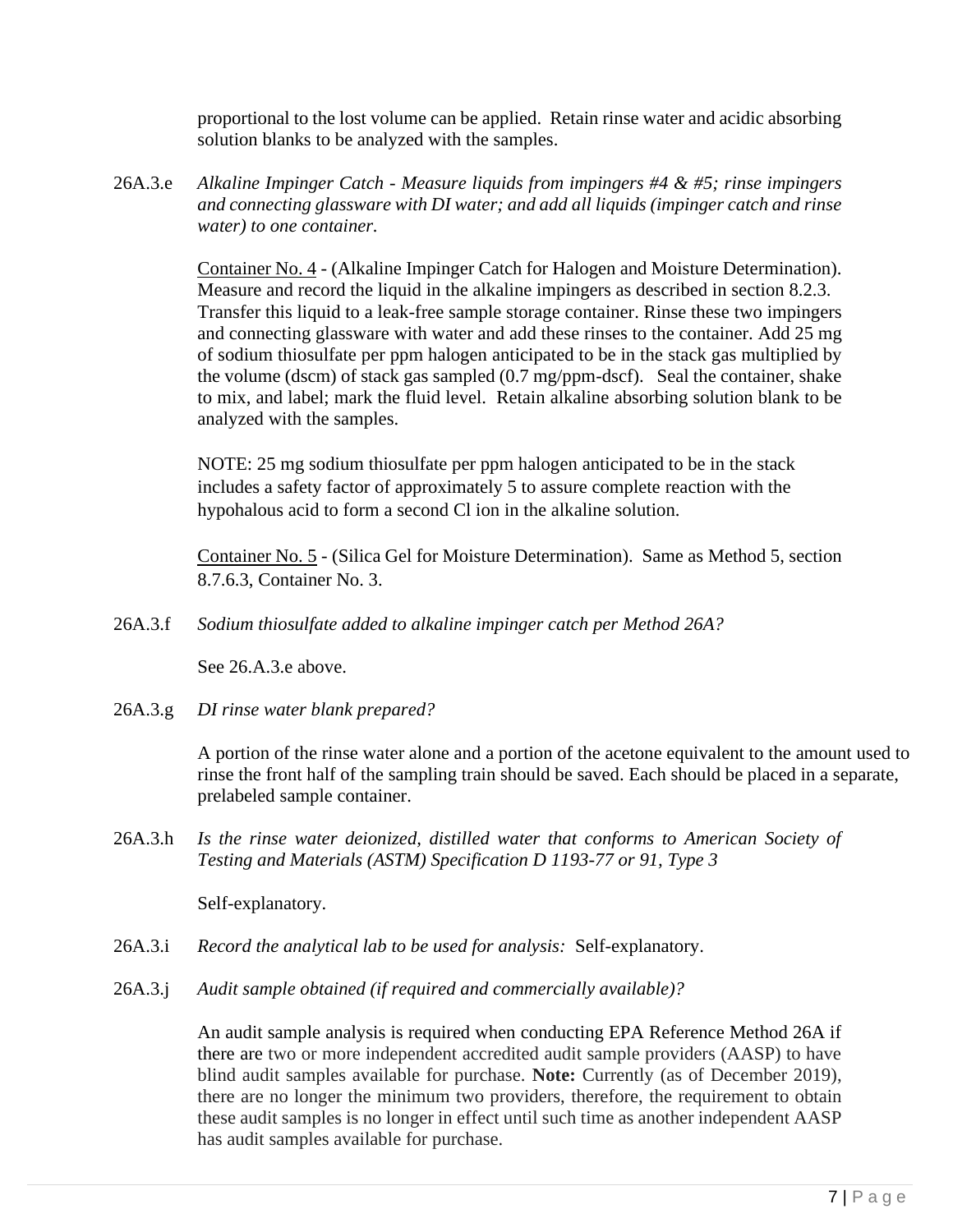proportional to the lost volume can be applied. Retain rinse water and acidic absorbing solution blanks to be analyzed with the samples.

26A.3.e *Alkaline Impinger Catch - Measure liquids from impingers #4 & #5; rinse impingers and connecting glassware with DI water; and add all liquids (impinger catch and rinse water) to one container.*

Container No. 4 - (Alkaline Impinger Catch for Halogen and Moisture Determination). Measure and record the liquid in the alkaline impingers as described in section 8.2.3. Transfer this liquid to a leak-free sample storage container. Rinse these two impingers and connecting glassware with water and add these rinses to the container. Add 25 mg of sodium thiosulfate per ppm halogen anticipated to be in the stack gas multiplied by the volume (dscm) of stack gas sampled (0.7 mg/ppm-dscf). Seal the container, shake to mix, and label; mark the fluid level. Retain alkaline absorbing solution blank to be analyzed with the samples.

NOTE: 25 mg sodium thiosulfate per ppm halogen anticipated to be in the stack includes a safety factor of approximately 5 to assure complete reaction with the hypohalous acid to form a second Cl ion in the alkaline solution.

Container No. 5 - (Silica Gel for Moisture Determination). Same as Method 5, section 8.7.6.3, Container No. 3.

26A.3.f *Sodium thiosulfate added to alkaline impinger catch per Method 26A?*

See 26.A.3.e above.

26A.3.g *DI rinse water blank prepared?*

A portion of the rinse water alone and a portion of the acetone equivalent to the amount used to rinse the front half of the sampling train should be saved. Each should be placed in a separate, prelabeled sample container.

26A.3.h *Is the rinse water deionized, distilled water that conforms to American Society of Testing and Materials (ASTM) Specification D 1193-77 or 91, Type 3*

Self-explanatory.

26A.3.i *Record the analytical lab to be used for analysis:* Self-explanatory.

26A.3.j *Audit sample obtained (if required and commercially available)?*

An audit sample analysis is required when conducting EPA Reference Method 26A if there are two or more independent accredited audit sample providers (AASP) to have blind audit samples available for purchase. **Note:** Currently (as of December 2019), there are no longer the minimum two providers, therefore, the requirement to obtain these audit samples is no longer in effect until such time as another independent AASP has audit samples available for purchase.